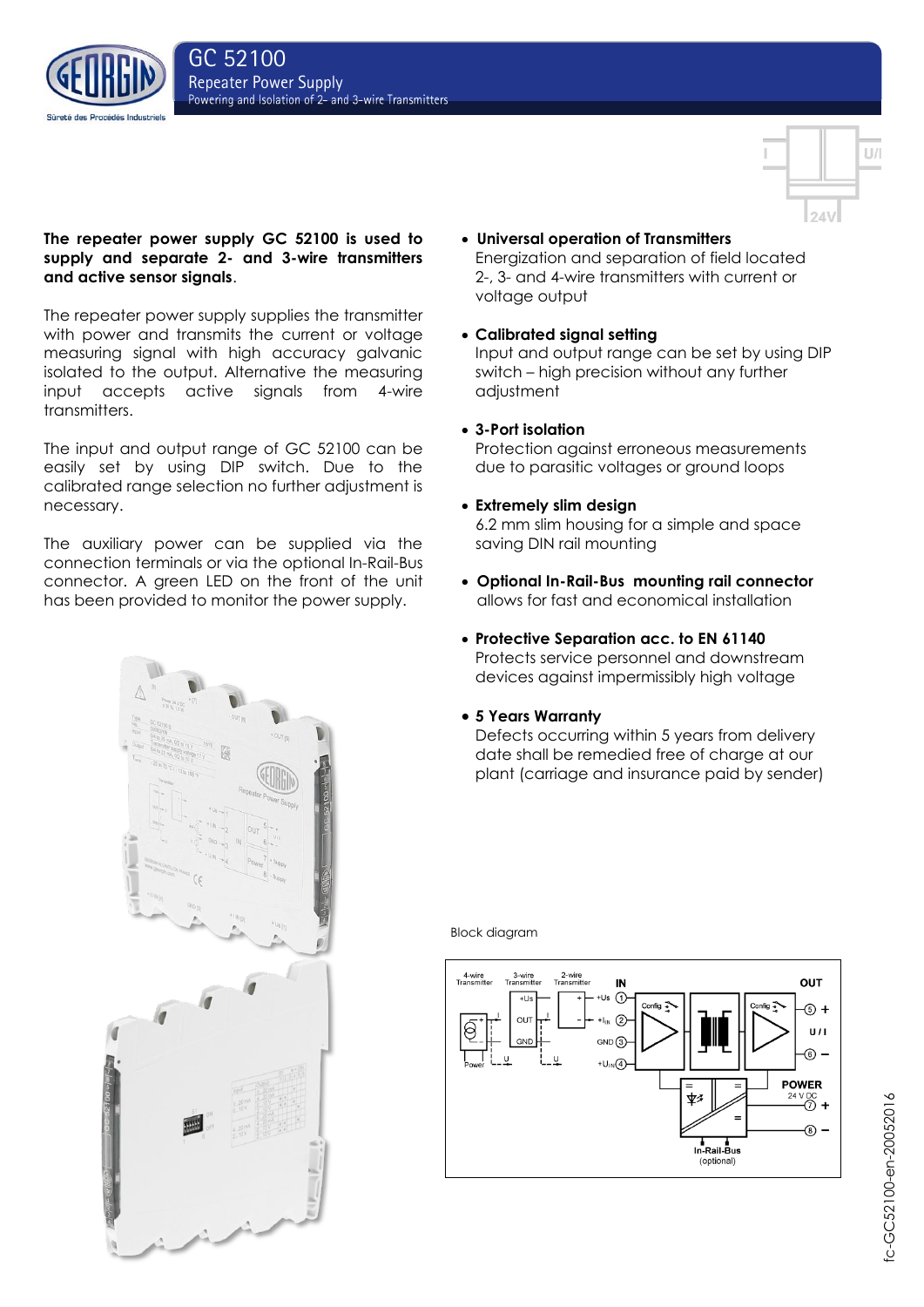# GC 52100

## Repeater Power Supply

Powering and Isolation of 2- and 3-wire Transmitters

**The repeater power supply GC 52100 is used to supply and separate 2- and 3-wire transmitters and active sensor signals**.

The repeater power supply supplies the transmitter with power and transmits the current or voltage measuring signal with high accuracy galvanic isolated to the output. Alternative the measuring input accepts active signals from 4-wire transmitters.

The input and output range of GC 52100 can be easily set by using DIP switch. Due to the calibrated range selection no further adjustment is necessary.

The auxiliary power can be supplied via the connection terminals or via the optional In-Rail-Bus connector. A green LED on the front of the unit has been provided to monitor the power supply.

- **Universal operation of Transmitters**
  Energization and separation of field located 2-, 3- and 4-wire transmitters with current or voltage output
- **Calibrated signal setting**
  Input and output range can be set by using DIP switch – high precision without any further adjustment
- **3-Port isolation**
  Protection against erroneous measurements due to parasitic voltages or ground loops
- **Extremely slim design**
  6.2 mm slim housing for a simple and space saving DIN rail mounting
- **Optional In-Rail-Bus mounting rail connector**
  allows for fast and economical installation
- **Protective Separation acc. to EN 61140**
  Protects service personnel and downstream devices against impermissibly high voltage
- **5 Years Warranty**
  Defects occurring within 5 years from delivery date shall be remedied free of charge at our plant (carriage and insurance paid by sender)

Block diagram

fc-GC52100-en-20052016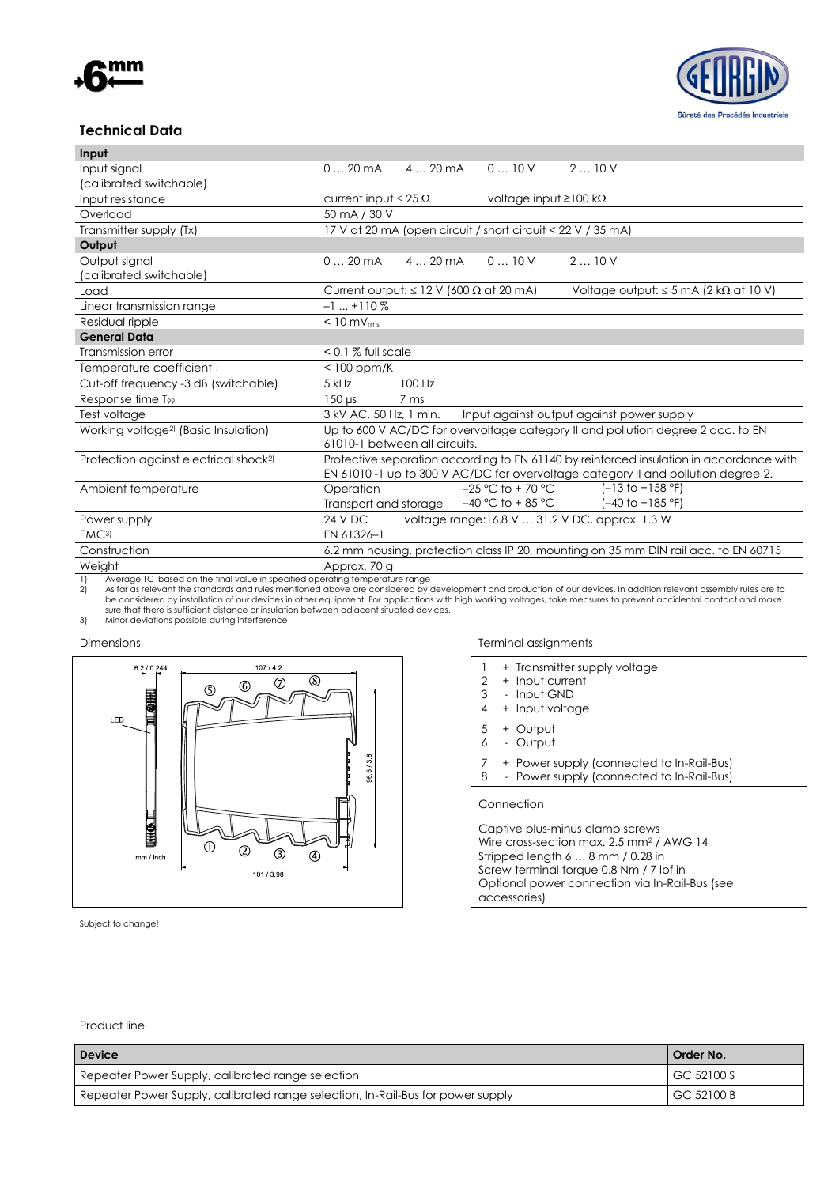## Technical Data

| | | | | |
|---|---|---|---|---|
| **Input** | | | | |
| Input signal (calibrated switchable) | 0 … 20 mA | 4 … 20 mA | 0 … 10 V | 2 … 10 V |
| Input resistance | current input ≤ 25 Ω | | voltage input ≥100 kΩ | |
| Overload | 50 mA / 30 V | | | |
| Transmitter supply (Tx) | 17 V at 20 mA (open circuit / short circuit < 22 V / 35 mA) | | | |
| **Output** | | | | |
| Output signal (calibrated switchable) | 0 … 20 mA | 4 … 20 mA | 0 … 10 V | 2 … 10 V |
| Load | Current output: ≤ 12 V (600 Ω at 20 mA) | | Voltage output: ≤ 5 mA (2 kΩ at 10 V) | |
| Linear transmission range | –1 … +110 % | | | |
| Residual ripple | < 10 $mV_{rms}$ | | | |
| **General Data** | | | | |
| Transmission error | < 0.1 % full scale | | | |
| Temperature coefficient[1] | < 100 ppm/K | | | |
| Cut-off frequency -3 dB (switchable) | 5 kHz | 100 Hz | | |
| Response time $T_{99}$ | 150 µs | 7 ms | | |
| Test voltage | 3 kV AC, 50 Hz, 1 min. Input against output against power supply | | | |
| Working voltage[2] (Basic Insulation) | Up to 600 V AC/DC for overvoltage category II and pollution degree 2 acc. to EN 61010-1 between all circuits. | | | |
| Protection against electrical shock[2] | Protective separation according to EN 61140 by reinforced insulation in accordance with EN 61010 -1 up to 300 V AC/DC for overvoltage category II and pollution degree 2. | | | |
| Ambient temperature | Operation | –25 °C to + 70 °C | (–13 to +158 °F) | |
| | Transport and storage | –40 °C to + 85 °C | (–40 to +185 °F) | |
| Power supply | 24 V DC | voltage range:16.8 V … 31.2 V DC, approx. 1.3 W | | |
| EMC[3] | EN 61326–1 | | | |
| Construction | 6.2 mm housing, protection class IP 20, mounting on 35 mm DIN rail acc. to EN 60715 | | | |
| Weight | Approx. 70 g | | | |

1) Average TC based on the final value in specified operating temperature range
2) As far as relevant the standards and rules mentioned above are considered by development and production of our devices. In addition relevant assembly rules are to be considered by installation of our devices in other equipment. For applications with high working voltages, take measures to prevent accidental contact and make sure that there is sufficient distance or insulation between adjacent situated devices.
3) Minor deviations possible during interference

### Dimensions

6.2 / 0.244
107 / 4.2
LED
96.5 / 3.8
mm / inch
101 / 3.98
⑤ ⑥ ⑦ ⑧
① ② ③ ④

### Terminal assignments

1 + Transmitter supply voltage
2 + Input current
3 - Input GND
4 + Input voltage

5 + Output
6 - Output

7 + Power supply (connected to In-Rail-Bus)
8 - Power supply (connected to In-Rail-Bus)

### Connection

Captive plus-minus clamp screws
Wire cross-section max. 2.5 mm² / AWG 14
Stripped length 6 … 8 mm / 0.28 in
Screw terminal torque 0.8 Nm / 7 lbf in
Optional power connection via In-Rail-Bus (see accessories)

Subject to change!

### Product line

| Device | Order No. |
|---|---|
| Repeater Power Supply, calibrated range selection | GC 52100 S |
| Repeater Power Supply, calibrated range selection, In-Rail-Bus for power supply | GC 52100 B |